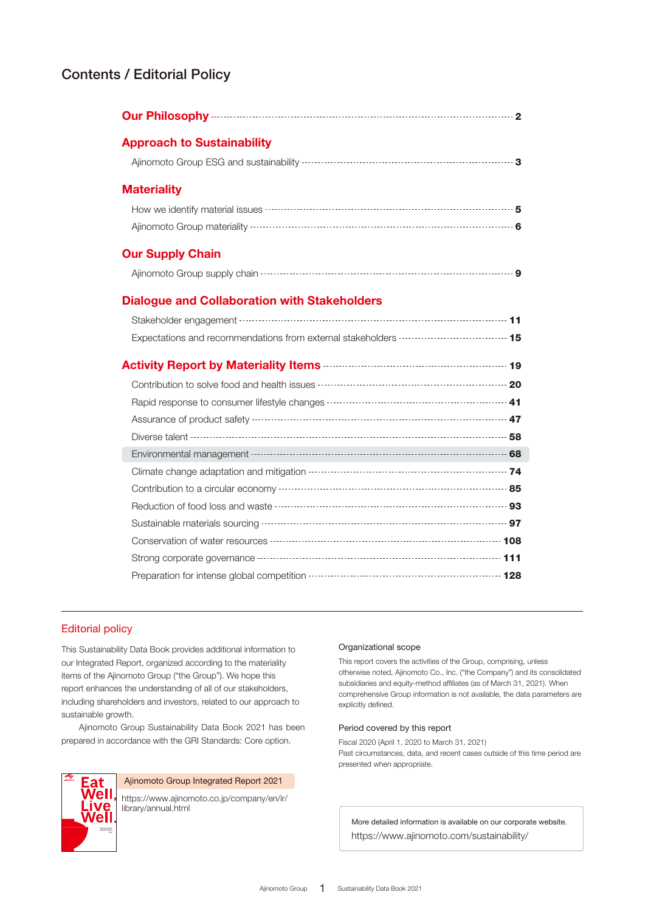# Contents / Editorial Policy

## Our Philosophy ........ 2

## Approach to Sustainability

- Ajinomoto Group ESG and sustainability ........ 3

## Materiality

- How we identify material issues ........ 5
- Ajinomoto Group materiality ........ 6

## Our Supply Chain

- Ajinomoto Group supply chain ........ 9

## Dialogue and Collaboration with Stakeholders

- Stakeholder engagement ........ 11
- Expectations and recommendations from external stakeholders ........ 15

## Activity Report by Materiality Items ........ 19

- Contribution to solve food and health issues ........ 20
- Rapid response to consumer lifestyle changes ........ 41
- Assurance of product safety ........ 47
- Diverse talent ........ 58
- Environmental management ........ 68
- Climate change adaptation and mitigation ........ 74
- Contribution to a circular economy ........ 85
- Reduction of food loss and waste ........ 93
- Sustainable materials sourcing ........ 97
- Conservation of water resources ........ 108
- Strong corporate governance ........ 111
- Preparation for intense global competition ........ 128

---

## Editorial policy

This Sustainability Data Book provides additional information to our Integrated Report, organized according to the materiality items of the Ajinomoto Group ("the Group"). We hope this report enhances the understanding of all of our stakeholders, including shareholders and investors, related to our approach to sustainable growth.

Ajinomoto Group Sustainability Data Book 2021 has been prepared in accordance with the GRI Standards: Core option.

Eat Well, Live Well.

Ajinomoto Group Integrated Report 2021

https://www.ajinomoto.co.jp/company/en/ir/library/annual.html

### Organizational scope

This report covers the activities of the Group, comprising, unless otherwise noted, Ajinomoto Co., Inc. ("the Company") and its consolidated subsidiaries and equity-method affiliates (as of March 31, 2021). When comprehensive Group information is not available, the data parameters are explicitly defined.

### Period covered by this report

Fiscal 2020 (April 1, 2020 to March 31, 2021)

Past circumstances, data, and recent cases outside of this time period are presented when appropriate.

More detailed information is available on our corporate website.
https://www.ajinomoto.com/sustainability/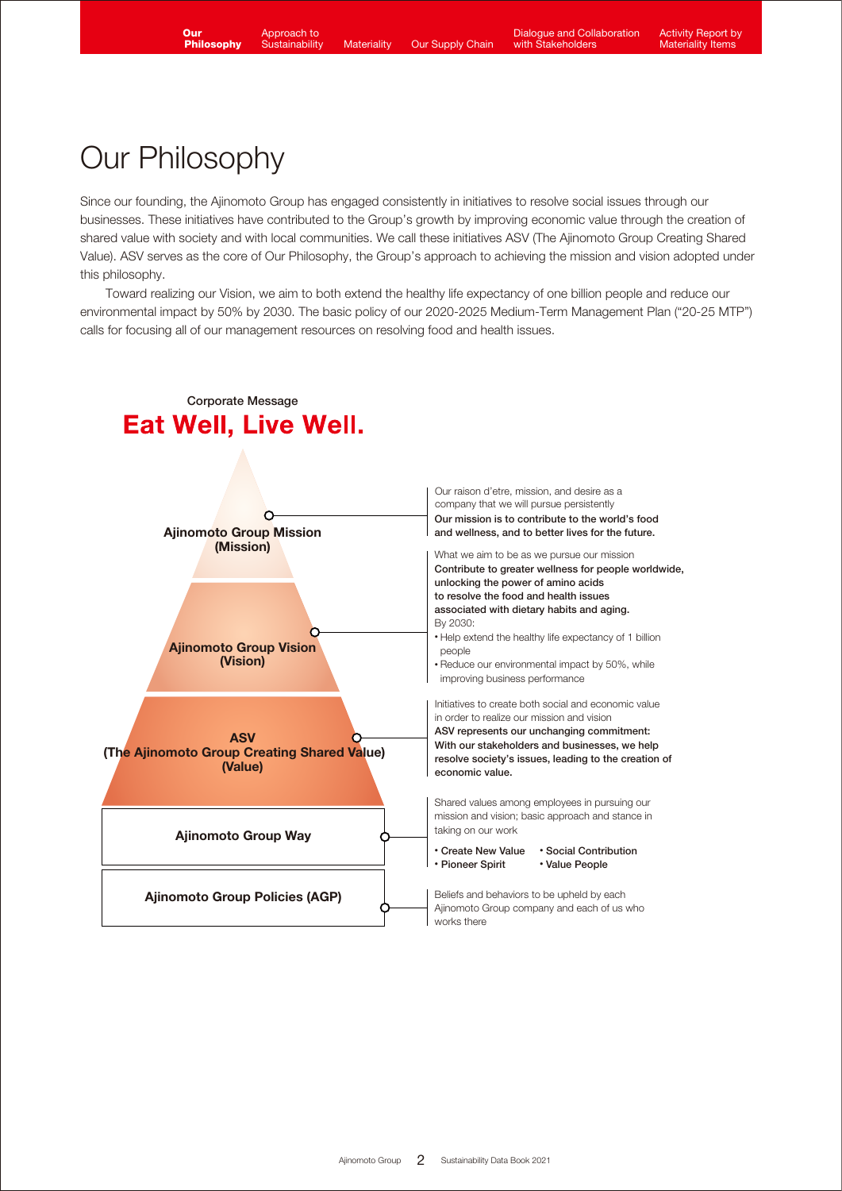# Our Philosophy

Since our founding, the Ajinomoto Group has engaged consistently in initiatives to resolve social issues through our businesses. These initiatives have contributed to the Group's growth by improving economic value through the creation of shared value with society and with local communities. We call these initiatives ASV (The Ajinomoto Group Creating Shared Value). ASV serves as the core of Our Philosophy, the Group's approach to achieving the mission and vision adopted under this philosophy.

Toward realizing our Vision, we aim to both extend the healthy life expectancy of one billion people and reduce our environmental impact by 50% by 2030. The basic policy of our 2020-2025 Medium-Term Management Plan ("20-25 MTP") calls for focusing all of our management resources on resolving food and health issues.

Corporate Message

**Eat Well, Live Well.**

**Ajinomoto Group Mission (Mission)**

Our raison d'etre, mission, and desire as a company that we will pursue persistently

**Our mission is to contribute to the world's food and wellness, and to better lives for the future.**

**Ajinomoto Group Vision (Vision)**

What we aim to be as we pursue our mission

**Contribute to greater wellness for people worldwide, unlocking the power of amino acids to resolve the food and health issues associated with dietary habits and aging.**

By 2030:

- Help extend the healthy life expectancy of 1 billion people
- Reduce our environmental impact by 50%, while improving business performance

**ASV (The Ajinomoto Group Creating Shared Value) (Value)**

Initiatives to create both social and economic value in order to realize our mission and vision

**ASV represents our unchanging commitment: With our stakeholders and businesses, we help resolve society's issues, leading to the creation of economic value.**

**Ajinomoto Group Way**

Shared values among employees in pursuing our mission and vision; basic approach and stance in taking on our work

- **Create New Value**
- **Social Contribution**
- **Pioneer Spirit**
- **Value People**

**Ajinomoto Group Policies (AGP)**

Beliefs and behaviors to be upheld by each Ajinomoto Group company and each of us who works there